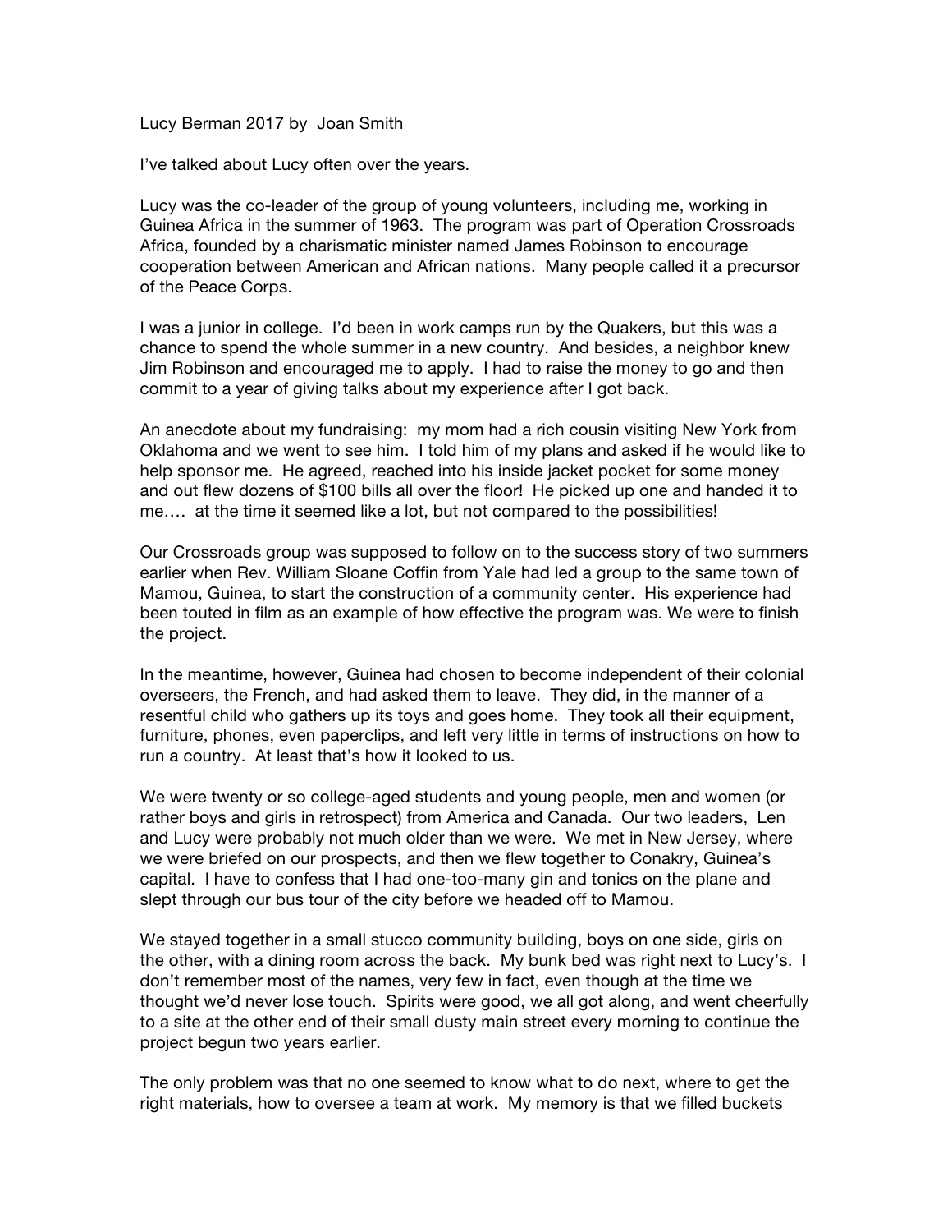Lucy Berman 2017 by Joan Smith

I've talked about Lucy often over the years.

Lucy was the co-leader of the group of young volunteers, including me, working in Guinea Africa in the summer of 1963. The program was part of Operation Crossroads Africa, founded by a charismatic minister named James Robinson to encourage cooperation between American and African nations. Many people called it a precursor of the Peace Corps.

I was a junior in college. I'd been in work camps run by the Quakers, but this was a chance to spend the whole summer in a new country. And besides, a neighbor knew Jim Robinson and encouraged me to apply. I had to raise the money to go and then commit to a year of giving talks about my experience after I got back.

An anecdote about my fundraising: my mom had a rich cousin visiting New York from Oklahoma and we went to see him. I told him of my plans and asked if he would like to help sponsor me. He agreed, reached into his inside jacket pocket for some money and out flew dozens of $100 bills all over the floor! He picked up one and handed it to me…. at the time it seemed like a lot, but not compared to the possibilities!

Our Crossroads group was supposed to follow on to the success story of two summers earlier when Rev. William Sloane Coffin from Yale had led a group to the same town of Mamou, Guinea, to start the construction of a community center. His experience had been touted in film as an example of how effective the program was. We were to finish the project.

In the meantime, however, Guinea had chosen to become independent of their colonial overseers, the French, and had asked them to leave. They did, in the manner of a resentful child who gathers up its toys and goes home. They took all their equipment, furniture, phones, even paperclips, and left very little in terms of instructions on how to run a country. At least that's how it looked to us.

We were twenty or so college-aged students and young people, men and women (or rather boys and girls in retrospect) from America and Canada. Our two leaders, Len and Lucy were probably not much older than we were. We met in New Jersey, where we were briefed on our prospects, and then we flew together to Conakry, Guinea's capital. I have to confess that I had one-too-many gin and tonics on the plane and slept through our bus tour of the city before we headed off to Mamou.

We stayed together in a small stucco community building, boys on one side, girls on the other, with a dining room across the back. My bunk bed was right next to Lucy's. I don't remember most of the names, very few in fact, even though at the time we thought we'd never lose touch. Spirits were good, we all got along, and went cheerfully to a site at the other end of their small dusty main street every morning to continue the project begun two years earlier.

The only problem was that no one seemed to know what to do next, where to get the right materials, how to oversee a team at work. My memory is that we filled buckets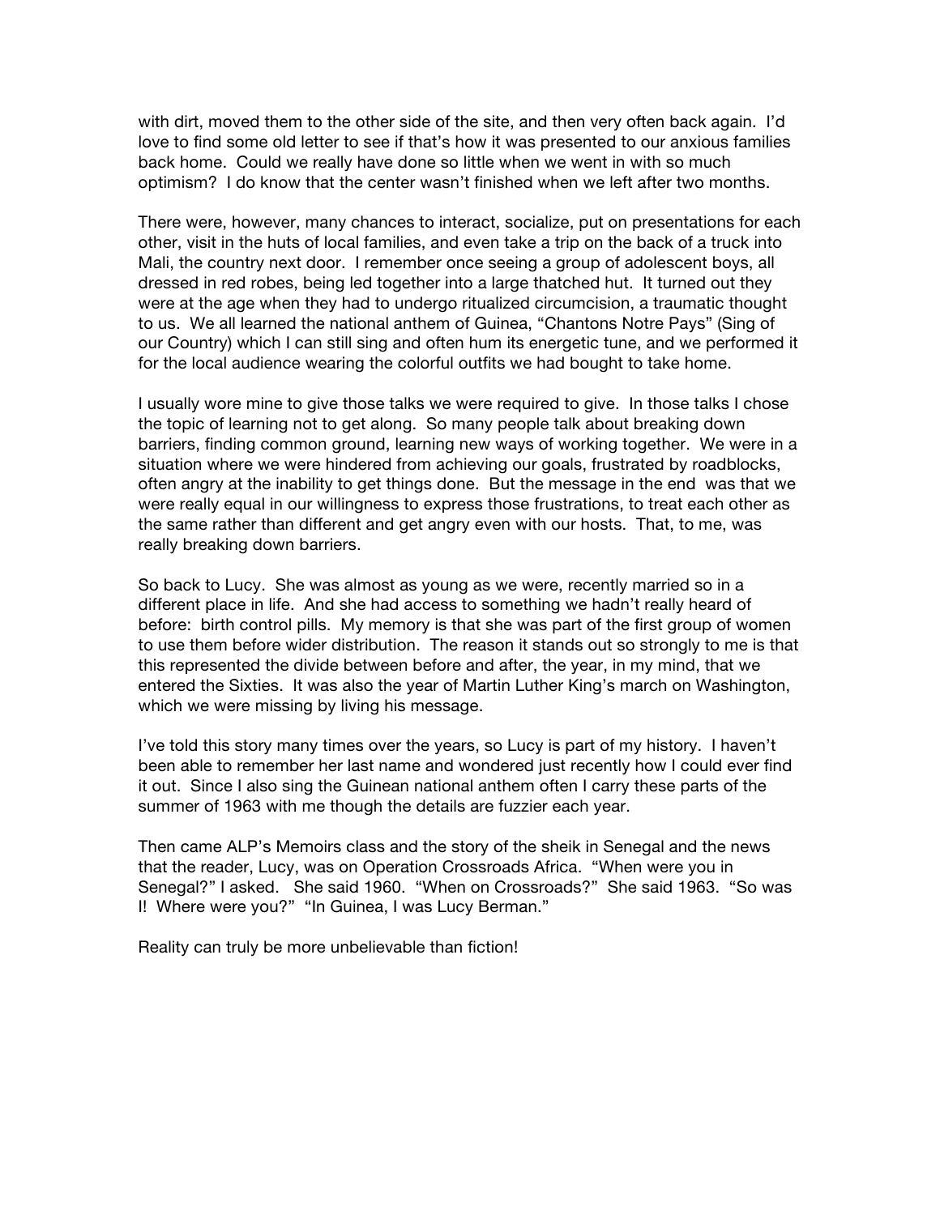with dirt, moved them to the other side of the site, and then very often back again. I'd love to find some old letter to see if that's how it was presented to our anxious families back home. Could we really have done so little when we went in with so much optimism? I do know that the center wasn't finished when we left after two months.

There were, however, many chances to interact, socialize, put on presentations for each other, visit in the huts of local families, and even take a trip on the back of a truck into Mali, the country next door. I remember once seeing a group of adolescent boys, all dressed in red robes, being led together into a large thatched hut. It turned out they were at the age when they had to undergo ritualized circumcision, a traumatic thought to us. We all learned the national anthem of Guinea, "Chantons Notre Pays" (Sing of our Country) which I can still sing and often hum its energetic tune, and we performed it for the local audience wearing the colorful outfits we had bought to take home.

I usually wore mine to give those talks we were required to give. In those talks I chose the topic of learning not to get along. So many people talk about breaking down barriers, finding common ground, learning new ways of working together. We were in a situation where we were hindered from achieving our goals, frustrated by roadblocks, often angry at the inability to get things done. But the message in the end was that we were really equal in our willingness to express those frustrations, to treat each other as the same rather than different and get angry even with our hosts. That, to me, was really breaking down barriers.

So back to Lucy. She was almost as young as we were, recently married so in a different place in life. And she had access to something we hadn't really heard of before: birth control pills. My memory is that she was part of the first group of women to use them before wider distribution. The reason it stands out so strongly to me is that this represented the divide between before and after, the year, in my mind, that we entered the Sixties. It was also the year of Martin Luther King's march on Washington, which we were missing by living his message.

I've told this story many times over the years, so Lucy is part of my history. I haven't been able to remember her last name and wondered just recently how I could ever find it out. Since I also sing the Guinean national anthem often I carry these parts of the summer of 1963 with me though the details are fuzzier each year.

Then came ALP's Memoirs class and the story of the sheik in Senegal and the news that the reader, Lucy, was on Operation Crossroads Africa. "When were you in Senegal?" I asked. She said 1960. "When on Crossroads?" She said 1963. "So was I! Where were you?" "In Guinea, I was Lucy Berman."

Reality can truly be more unbelievable than fiction!